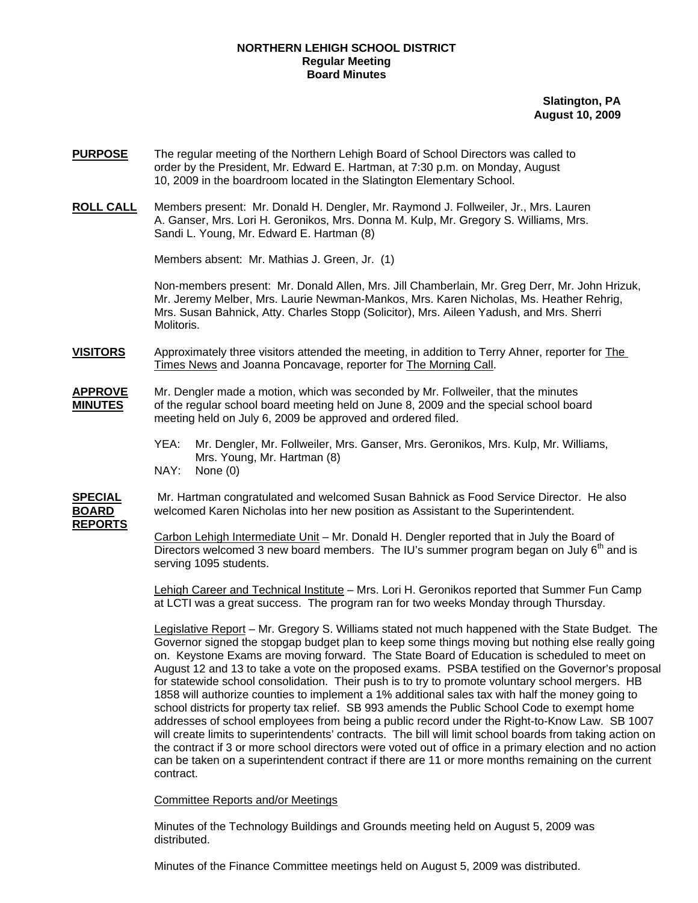**NORTHERN LEHIGH SCHOOL DISTRICT**
**Regular Meeting**
**Board Minutes**

**Slatington, PA**
**August 10, 2009**

**PURPOSE** The regular meeting of the Northern Lehigh Board of School Directors was called to order by the President, Mr. Edward E. Hartman, at 7:30 p.m. on Monday, August 10, 2009 in the boardroom located in the Slatington Elementary School.

**ROLL CALL** Members present: Mr. Donald H. Dengler, Mr. Raymond J. Follweiler, Jr., Mrs. Lauren A. Ganser, Mrs. Lori H. Geronikos, Mrs. Donna M. Kulp, Mr. Gregory S. Williams, Mrs. Sandi L. Young, Mr. Edward E. Hartman (8)

Members absent: Mr. Mathias J. Green, Jr. (1)

Non-members present: Mr. Donald Allen, Mrs. Jill Chamberlain, Mr. Greg Derr, Mr. John Hrizuk, Mr. Jeremy Melber, Mrs. Laurie Newman-Mankos, Mrs. Karen Nicholas, Ms. Heather Rehrig, Mrs. Susan Bahnick, Atty. Charles Stopp (Solicitor), Mrs. Aileen Yadush, and Mrs. Sherri Molitoris.

**VISITORS** Approximately three visitors attended the meeting, in addition to Terry Ahner, reporter for The Times News and Joanna Poncavage, reporter for The Morning Call.

**APPROVE MINUTES** Mr. Dengler made a motion, which was seconded by Mr. Follweiler, that the minutes of the regular school board meeting held on June 8, 2009 and the special school board meeting held on July 6, 2009 be approved and ordered filed.

YEA: Mr. Dengler, Mr. Follweiler, Mrs. Ganser, Mrs. Geronikos, Mrs. Kulp, Mr. Williams, Mrs. Young, Mr. Hartman (8)
NAY: None (0)

**SPECIAL BOARD REPORTS** Mr. Hartman congratulated and welcomed Susan Bahnick as Food Service Director. He also welcomed Karen Nicholas into her new position as Assistant to the Superintendent.

Carbon Lehigh Intermediate Unit – Mr. Donald H. Dengler reported that in July the Board of Directors welcomed 3 new board members. The IU's summer program began on July 6th and is serving 1095 students.

Lehigh Career and Technical Institute – Mrs. Lori H. Geronikos reported that Summer Fun Camp at LCTI was a great success. The program ran for two weeks Monday through Thursday.

Legislative Report – Mr. Gregory S. Williams stated not much happened with the State Budget. The Governor signed the stopgap budget plan to keep some things moving but nothing else really going on. Keystone Exams are moving forward. The State Board of Education is scheduled to meet on August 12 and 13 to take a vote on the proposed exams. PSBA testified on the Governor's proposal for statewide school consolidation. Their push is to try to promote voluntary school mergers. HB 1858 will authorize counties to implement a 1% additional sales tax with half the money going to school districts for property tax relief. SB 993 amends the Public School Code to exempt home addresses of school employees from being a public record under the Right-to-Know Law. SB 1007 will create limits to superintendents' contracts. The bill will limit school boards from taking action on the contract if 3 or more school directors were voted out of office in a primary election and no action can be taken on a superintendent contract if there are 11 or more months remaining on the current contract.

Committee Reports and/or Meetings

Minutes of the Technology Buildings and Grounds meeting held on August 5, 2009 was distributed.

Minutes of the Finance Committee meetings held on August 5, 2009 was distributed.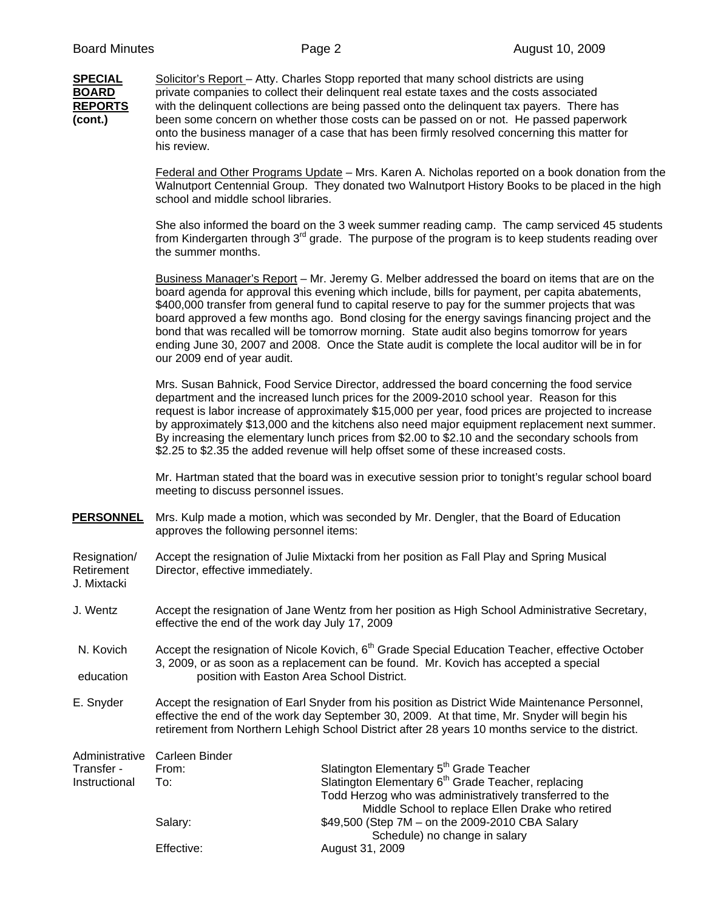**SPECIAL BOARD REPORTS (cont.)**

Solicitor's Report – Atty. Charles Stopp reported that many school districts are using private companies to collect their delinquent real estate taxes and the costs associated with the delinquent collections are being passed onto the delinquent tax payers. There has been some concern on whether those costs can be passed on or not. He passed paperwork onto the business manager of a case that has been firmly resolved concerning this matter for his review.

Federal and Other Programs Update – Mrs. Karen A. Nicholas reported on a book donation from the Walnutport Centennial Group. They donated two Walnutport History Books to be placed in the high school and middle school libraries.

She also informed the board on the 3 week summer reading camp. The camp serviced 45 students from Kindergarten through 3rd grade. The purpose of the program is to keep students reading over the summer months.

Business Manager's Report – Mr. Jeremy G. Melber addressed the board on items that are on the board agenda for approval this evening which include, bills for payment, per capita abatements, $400,000 transfer from general fund to capital reserve to pay for the summer projects that was board approved a few months ago. Bond closing for the energy savings financing project and the bond that was recalled will be tomorrow morning. State audit also begins tomorrow for years ending June 30, 2007 and 2008. Once the State audit is complete the local auditor will be in for our 2009 end of year audit.

Mrs. Susan Bahnick, Food Service Director, addressed the board concerning the food service department and the increased lunch prices for the 2009-2010 school year. Reason for this request is labor increase of approximately $15,000 per year, food prices are projected to increase by approximately $13,000 and the kitchens also need major equipment replacement next summer. By increasing the elementary lunch prices from $2.00 to $2.10 and the secondary schools from $2.25 to $2.35 the added revenue will help offset some of these increased costs.

Mr. Hartman stated that the board was in executive session prior to tonight's regular school board meeting to discuss personnel issues.

**PERSONNEL**

Mrs. Kulp made a motion, which was seconded by Mr. Dengler, that the Board of Education approves the following personnel items:

Resignation/ Retirement J. Mixtacki

Accept the resignation of Julie Mixtacki from her position as Fall Play and Spring Musical Director, effective immediately.

J. Wentz

Accept the resignation of Jane Wentz from her position as High School Administrative Secretary, effective the end of the work day July 17, 2009

N. Kovich

Accept the resignation of Nicole Kovich, 6th Grade Special Education Teacher, effective October 3, 2009, or as soon as a replacement can be found. Mr. Kovich has accepted a special education position with Easton Area School District.

E. Snyder

Accept the resignation of Earl Snyder from his position as District Wide Maintenance Personnel, effective the end of the work day September 30, 2009. At that time, Mr. Snyder will begin his retirement from Northern Lehigh School District after 28 years 10 months service to the district.

Administrative Transfer - Instructional

Carleen Binder

| | |
|---|---|
| From: | Slatington Elementary 5th Grade Teacher |
| To: | Slatington Elementary 6th Grade Teacher, replacing Todd Herzog who was administratively transferred to the Middle School to replace Ellen Drake who retired |
| Salary: | $49,500 (Step 7M – on the 2009-2010 CBA Salary Schedule) no change in salary |
| Effective: | August 31, 2009 |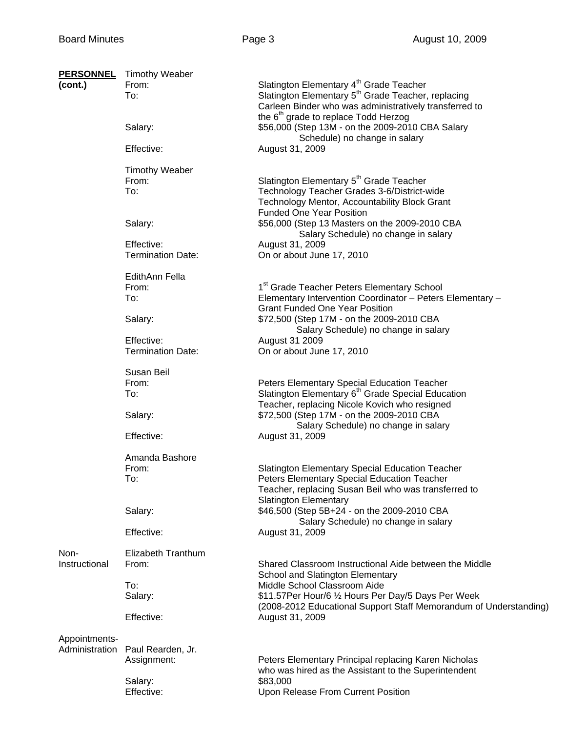**PERSONNEL (cont.)**

Timothy Weaber
From: Slatington Elementary 4th Grade Teacher
To: Slatington Elementary 5th Grade Teacher, replacing Carleen Binder who was administratively transferred to the 6th grade to replace Todd Herzog
Salary: $56,000 (Step 13M - on the 2009-2010 CBA Salary Schedule) no change in salary
Effective: August 31, 2009

Timothy Weaber
From: Slatington Elementary 5th Grade Teacher
To: Technology Teacher Grades 3-6/District-wide Technology Mentor, Accountability Block Grant Funded One Year Position
Salary: $56,000 (Step 13 Masters on the 2009-2010 CBA Salary Schedule) no change in salary
Effective: August 31, 2009
Termination Date: On or about June 17, 2010

EdithAnn Fella
From: 1st Grade Teacher Peters Elementary School
To: Elementary Intervention Coordinator – Peters Elementary – Grant Funded One Year Position
Salary: $72,500 (Step 17M - on the 2009-2010 CBA Salary Schedule) no change in salary
Effective: August 31 2009
Termination Date: On or about June 17, 2010

Susan Beil
From: Peters Elementary Special Education Teacher
To: Slatington Elementary 6th Grade Special Education Teacher, replacing Nicole Kovich who resigned
Salary: $72,500 (Step 17M - on the 2009-2010 CBA Salary Schedule) no change in salary
Effective: August 31, 2009

Amanda Bashore
From: Slatington Elementary Special Education Teacher
To: Peters Elementary Special Education Teacher Teacher, replacing Susan Beil who was transferred to Slatington Elementary
Salary: $46,500 (Step 5B+24 - on the 2009-2010 CBA Salary Schedule) no change in salary
Effective: August 31, 2009

**Non-Instructional**

Elizabeth Tranthum
From: Shared Classroom Instructional Aide between the Middle School and Slatington Elementary
To: Middle School Classroom Aide
Salary: $11.57Per Hour/6 ½ Hours Per Day/5 Days Per Week (2008-2012 Educational Support Staff Memorandum of Understanding)
Effective: August 31, 2009

**Appointments-Administration**

Paul Rearden, Jr.
Assignment: Peters Elementary Principal replacing Karen Nicholas who was hired as the Assistant to the Superintendent
Salary: $83,000
Effective: Upon Release From Current Position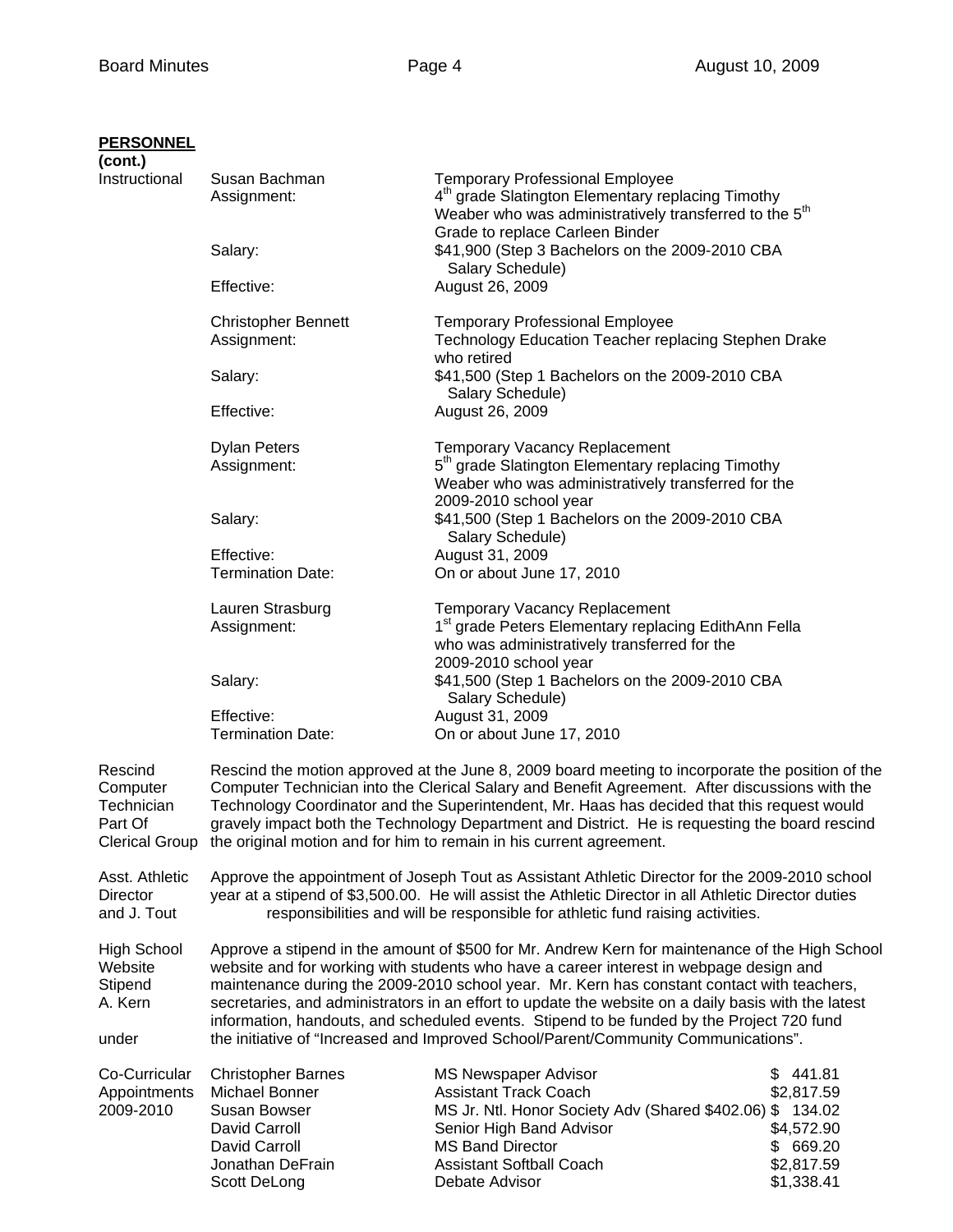**PERSONNEL (cont.)**

**Instructional**

Susan Bachman — Temporary Professional Employee
Assignment: 4th grade Slatington Elementary replacing Timothy Weaber who was administratively transferred to the 5th Grade to replace Carleen Binder
Salary: $41,900 (Step 3 Bachelors on the 2009-2010 CBA Salary Schedule)
Effective: August 26, 2009

Christopher Bennett — Temporary Professional Employee
Assignment: Technology Education Teacher replacing Stephen Drake who retired
Salary: $41,500 (Step 1 Bachelors on the 2009-2010 CBA Salary Schedule)
Effective: August 26, 2009

Dylan Peters — Temporary Vacancy Replacement
Assignment: 5th grade Slatington Elementary replacing Timothy Weaber who was administratively transferred for the 2009-2010 school year
Salary: $41,500 (Step 1 Bachelors on the 2009-2010 CBA Salary Schedule)
Effective: August 31, 2009
Termination Date: On or about June 17, 2010

Lauren Strasburg — Temporary Vacancy Replacement
Assignment: 1st grade Peters Elementary replacing EdithAnn Fella who was administratively transferred for the 2009-2010 school year
Salary: $41,500 (Step 1 Bachelors on the 2009-2010 CBA Salary Schedule)
Effective: August 31, 2009
Termination Date: On or about June 17, 2010

**Rescind Computer Technician Part Of Clerical Group**

Rescind the motion approved at the June 8, 2009 board meeting to incorporate the position of the Computer Technician into the Clerical Salary and Benefit Agreement. After discussions with the Technology Coordinator and the Superintendent, Mr. Haas has decided that this request would gravely impact both the Technology Department and District. He is requesting the board rescind the original motion and for him to remain in his current agreement.

**Asst. Athletic Director and J. Tout**

Approve the appointment of Joseph Tout as Assistant Athletic Director for the 2009-2010 school year at a stipend of $3,500.00. He will assist the Athletic Director in all Athletic Director duties responsibilities and will be responsible for athletic fund raising activities.

**High School Website Stipend A. Kern under**

Approve a stipend in the amount of $500 for Mr. Andrew Kern for maintenance of the High School website and for working with students who have a career interest in webpage design and maintenance during the 2009-2010 school year. Mr. Kern has constant contact with teachers, secretaries, and administrators in an effort to update the website on a daily basis with the latest information, handouts, and scheduled events. Stipend to be funded by the Project 720 fund the initiative of "Increased and Improved School/Parent/Community Communications".

**Co-Curricular Appointments 2009-2010**

| Name | Position | Stipend |
|---|---|---|
| Christopher Barnes | MS Newspaper Advisor | $ 441.81 |
| Michael Bonner | Assistant Track Coach | $2,817.59 |
| Susan Bowser | MS Jr. Ntl. Honor Society Adv (Shared $402.06) | $ 134.02 |
| David Carroll | Senior High Band Advisor | $4,572.90 |
| David Carroll | MS Band Director | $ 669.20 |
| Jonathan DeFrain | Assistant Softball Coach | $2,817.59 |
| Scott DeLong | Debate Advisor | $1,338.41 |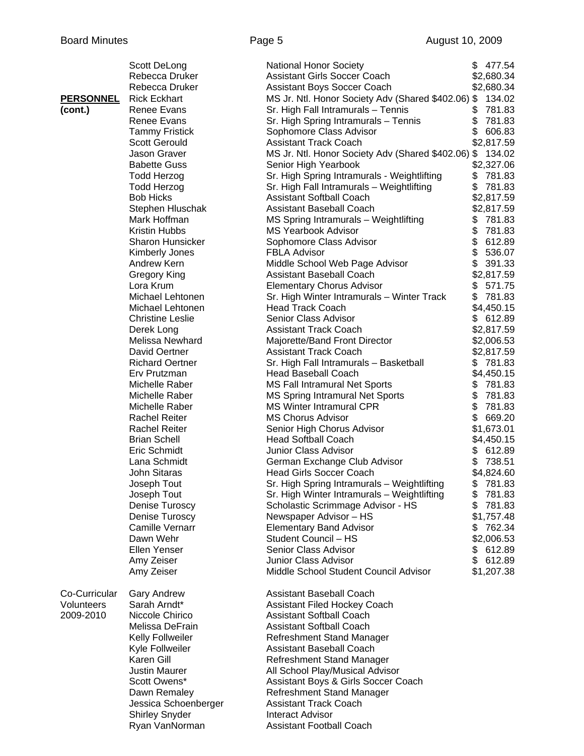| | | | |
|---|---|---|---|
| | Scott DeLong | National Honor Society | $ 477.54 |
| | Rebecca Druker | Assistant Girls Soccer Coach | $2,680.34 |
| | Rebecca Druker | Assistant Boys Soccer Coach | $2,680.34 |
| **PERSONNEL (cont.)** | Rick Eckhart | MS Jr. Ntl. Honor Society Adv (Shared $402.06) | $ 134.02 |
| | Renee Evans | Sr. High Fall Intramurals – Tennis | $ 781.83 |
| | Renee Evans | Sr. High Spring Intramurals – Tennis | $ 781.83 |
| | Tammy Fristick | Sophomore Class Advisor | $ 606.83 |
| | Scott Gerould | Assistant Track Coach | $2,817.59 |
| | Jason Graver | MS Jr. Ntl. Honor Society Adv (Shared $402.06) | $ 134.02 |
| | Babette Guss | Senior High Yearbook | $2,327.06 |
| | Todd Herzog | Sr. High Spring Intramurals - Weightlifting | $ 781.83 |
| | Todd Herzog | Sr. High Fall Intramurals – Weightlifting | $ 781.83 |
| | Bob Hicks | Assistant Softball Coach | $2,817.59 |
| | Stephen Hluschak | Assistant Baseball Coach | $2,817.59 |
| | Mark Hoffman | MS Spring Intramurals – Weightlifting | $ 781.83 |
| | Kristin Hubbs | MS Yearbook Advisor | $ 781.83 |
| | Sharon Hunsicker | Sophomore Class Advisor | $ 612.89 |
| | Kimberly Jones | FBLA Advisor | $ 536.07 |
| | Andrew Kern | Middle School Web Page Advisor | $ 391.33 |
| | Gregory King | Assistant Baseball Coach | $2,817.59 |
| | Lora Krum | Elementary Chorus Advisor | $ 571.75 |
| | Michael Lehtonen | Sr. High Winter Intramurals – Winter Track | $ 781.83 |
| | Michael Lehtonen | Head Track Coach | $4,450.15 |
| | Christine Leslie | Senior Class Advisor | $ 612.89 |
| | Derek Long | Assistant Track Coach | $2,817.59 |
| | Melissa Newhard | Majorette/Band Front Director | $2,006.53 |
| | David Oertner | Assistant Track Coach | $2,817.59 |
| | Richard Oertner | Sr. High Fall Intramurals – Basketball | $ 781.83 |
| | Erv Prutzman | Head Baseball Coach | $4,450.15 |
| | Michelle Raber | MS Fall Intramural Net Sports | $ 781.83 |
| | Michelle Raber | MS Spring Intramural Net Sports | $ 781.83 |
| | Michelle Raber | MS Winter Intramural CPR | $ 781.83 |
| | Rachel Reiter | MS Chorus Advisor | $ 669.20 |
| | Rachel Reiter | Senior High Chorus Advisor | $1,673.01 |
| | Brian Schell | Head Softball Coach | $4,450.15 |
| | Eric Schmidt | Junior Class Advisor | $ 612.89 |
| | Lana Schmidt | German Exchange Club Advisor | $ 738.51 |
| | John Sitaras | Head Girls Soccer Coach | $4,824.60 |
| | Joseph Tout | Sr. High Spring Intramurals – Weightlifting | $ 781.83 |
| | Joseph Tout | Sr. High Winter Intramurals – Weightlifting | $ 781.83 |
| | Denise Turoscy | Scholastic Scrimmage Advisor - HS | $ 781.83 |
| | Denise Turoscy | Newspaper Advisor – HS | $1,757.48 |
| | Camille Vernarr | Elementary Band Advisor | $ 762.34 |
| | Dawn Wehr | Student Council – HS | $2,006.53 |
| | Ellen Yenser | Senior Class Advisor | $ 612.89 |
| | Amy Zeiser | Junior Class Advisor | $ 612.89 |
| | Amy Zeiser | Middle School Student Council Advisor | $1,207.38 |

| | | |
|---|---|---|
| Co-Curricular Volunteers 2009-2010 | Gary Andrew | Assistant Baseball Coach |
| | Sarah Arndt* | Assistant Filed Hockey Coach |
| | Niccole Chirico | Assistant Softball Coach |
| | Melissa DeFrain | Assistant Softball Coach |
| | Kelly Follweiler | Refreshment Stand Manager |
| | Kyle Follweiler | Assistant Baseball Coach |
| | Karen Gill | Refreshment Stand Manager |
| | Justin Maurer | All School Play/Musical Advisor |
| | Scott Owens* | Assistant Boys & Girls Soccer Coach |
| | Dawn Remaley | Refreshment Stand Manager |
| | Jessica Schoenberger | Assistant Track Coach |
| | Shirley Snyder | Interact Advisor |
| | Ryan VanNorman | Assistant Football Coach |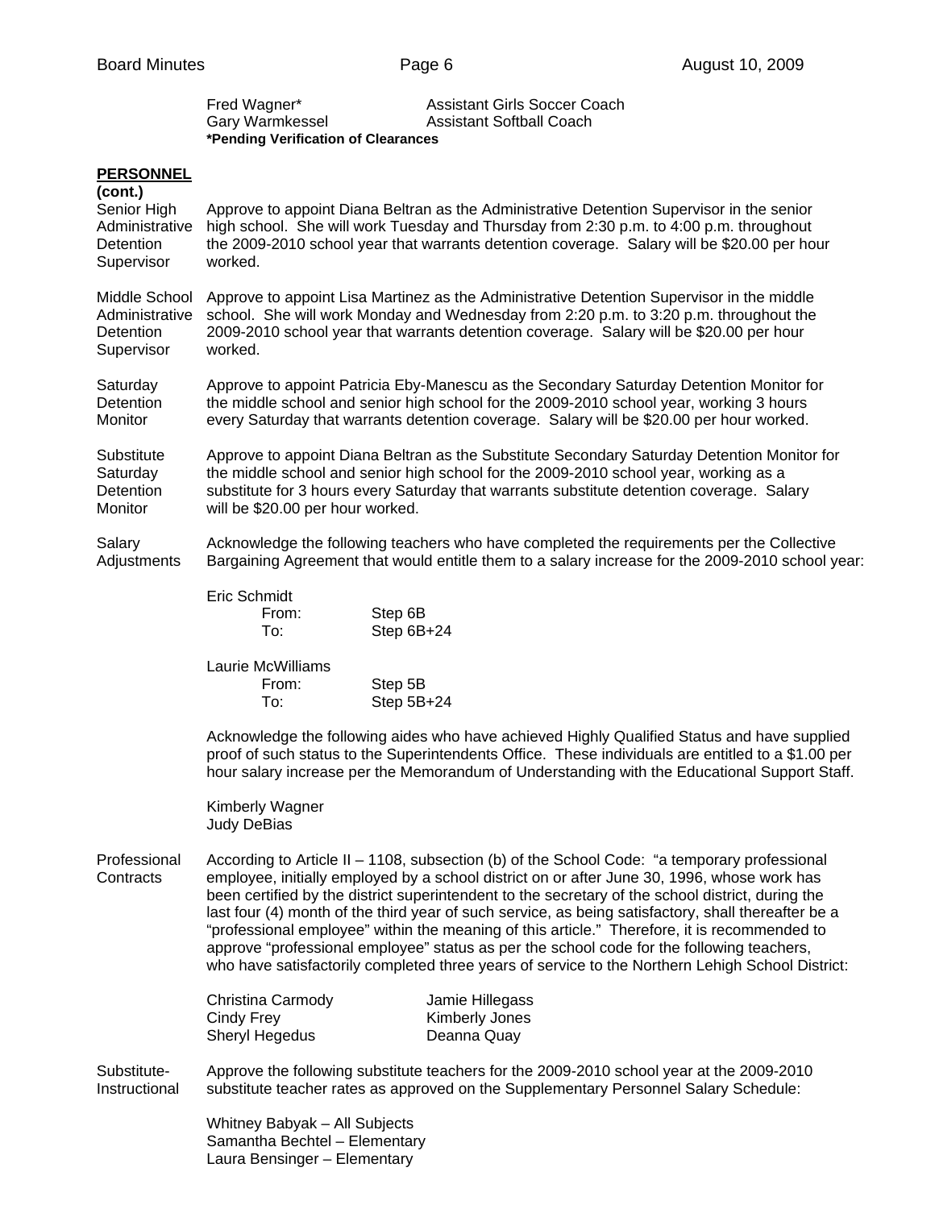Fred Wagner* — Assistant Girls Soccer Coach
Gary Warmkessel — Assistant Softball Coach

**\*Pending Verification of Clearances**

**PERSONNEL (cont.)**

**Senior High Administrative Detention Supervisor**

Approve to appoint Diana Beltran as the Administrative Detention Supervisor in the senior high school. She will work Tuesday and Thursday from 2:30 p.m. to 4:00 p.m. throughout the 2009-2010 school year that warrants detention coverage. Salary will be $20.00 per hour worked.

**Middle School Administrative Detention Supervisor**

Approve to appoint Lisa Martinez as the Administrative Detention Supervisor in the middle school. She will work Monday and Wednesday from 2:20 p.m. to 3:20 p.m. throughout the 2009-2010 school year that warrants detention coverage. Salary will be $20.00 per hour worked.

**Saturday Detention Monitor**

Approve to appoint Patricia Eby-Manescu as the Secondary Saturday Detention Monitor for the middle school and senior high school for the 2009-2010 school year, working 3 hours every Saturday that warrants detention coverage. Salary will be $20.00 per hour worked.

**Substitute Saturday Detention Monitor**

Approve to appoint Diana Beltran as the Substitute Secondary Saturday Detention Monitor for the middle school and senior high school for the 2009-2010 school year, working as a substitute for 3 hours every Saturday that warrants substitute detention coverage. Salary will be $20.00 per hour worked.

**Salary Adjustments**

Acknowledge the following teachers who have completed the requirements per the Collective Bargaining Agreement that would entitle them to a salary increase for the 2009-2010 school year:

Eric Schmidt
- From: Step 6B
- To: Step 6B+24

Laurie McWilliams
- From: Step 5B
- To: Step 5B+24

Acknowledge the following aides who have achieved Highly Qualified Status and have supplied proof of such status to the Superintendents Office. These individuals are entitled to a $1.00 per hour salary increase per the Memorandum of Understanding with the Educational Support Staff.

Kimberly Wagner
Judy DeBias

**Professional Contracts**

According to Article II – 1108, subsection (b) of the School Code: "a temporary professional employee, initially employed by a school district on or after June 30, 1996, whose work has been certified by the district superintendent to the secretary of the school district, during the last four (4) month of the third year of such service, as being satisfactory, shall thereafter be a "professional employee" within the meaning of this article." Therefore, it is recommended to approve "professional employee" status as per the school code for the following teachers, who have satisfactorily completed three years of service to the Northern Lehigh School District:

Christina Carmody — Jamie Hillegass
Cindy Frey — Kimberly Jones
Sheryl Hegedus — Deanna Quay

**Substitute-Instructional**

Approve the following substitute teachers for the 2009-2010 school year at the 2009-2010 substitute teacher rates as approved on the Supplementary Personnel Salary Schedule:

Whitney Babyak – All Subjects
Samantha Bechtel – Elementary
Laura Bensinger – Elementary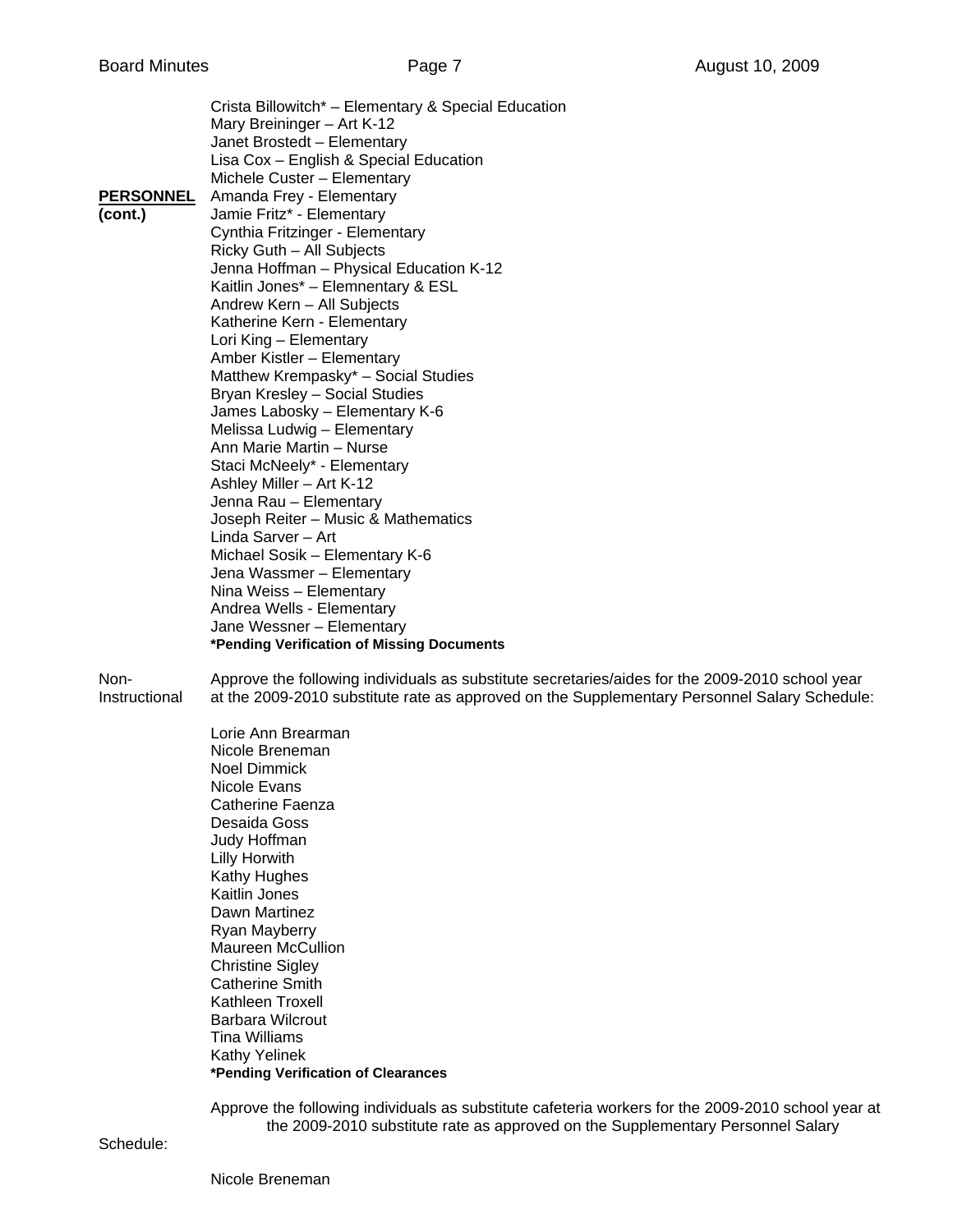**PERSONNEL (cont.)**

Crista Billowitch* – Elementary & Special Education
Mary Breininger – Art K-12
Janet Brostedt – Elementary
Lisa Cox – English & Special Education
Michele Custer – Elementary
Amanda Frey - Elementary
Jamie Fritz* - Elementary
Cynthia Fritzinger - Elementary
Ricky Guth – All Subjects
Jenna Hoffman – Physical Education K-12
Kaitlin Jones* – Elemnentary & ESL
Andrew Kern – All Subjects
Katherine Kern - Elementary
Lori King – Elementary
Amber Kistler – Elementary
Matthew Krempasky* – Social Studies
Bryan Kresley – Social Studies
James Labosky – Elementary K-6
Melissa Ludwig – Elementary
Ann Marie Martin – Nurse
Staci McNeely* - Elementary
Ashley Miller – Art K-12
Jenna Rau – Elementary
Joseph Reiter – Music & Mathematics
Linda Sarver – Art
Michael Sosik – Elementary K-6
Jena Wassmer – Elementary
Nina Weiss – Elementary
Andrea Wells - Elementary
Jane Wessner – Elementary
**\*Pending Verification of Missing Documents**

Non-Instructional

Approve the following individuals as substitute secretaries/aides for the 2009-2010 school year at the 2009-2010 substitute rate as approved on the Supplementary Personnel Salary Schedule:

Lorie Ann Brearman
Nicole Breneman
Noel Dimmick
Nicole Evans
Catherine Faenza
Desaida Goss
Judy Hoffman
Lilly Horwith
Kathy Hughes
Kaitlin Jones
Dawn Martinez
Ryan Mayberry
Maureen McCullion
Christine Sigley
Catherine Smith
Kathleen Troxell
Barbara Wilcrout
Tina Williams
Kathy Yelinek
**\*Pending Verification of Clearances**

Approve the following individuals as substitute cafeteria workers for the 2009-2010 school year at the 2009-2010 substitute rate as approved on the Supplementary Personnel Salary Schedule:

Nicole Breneman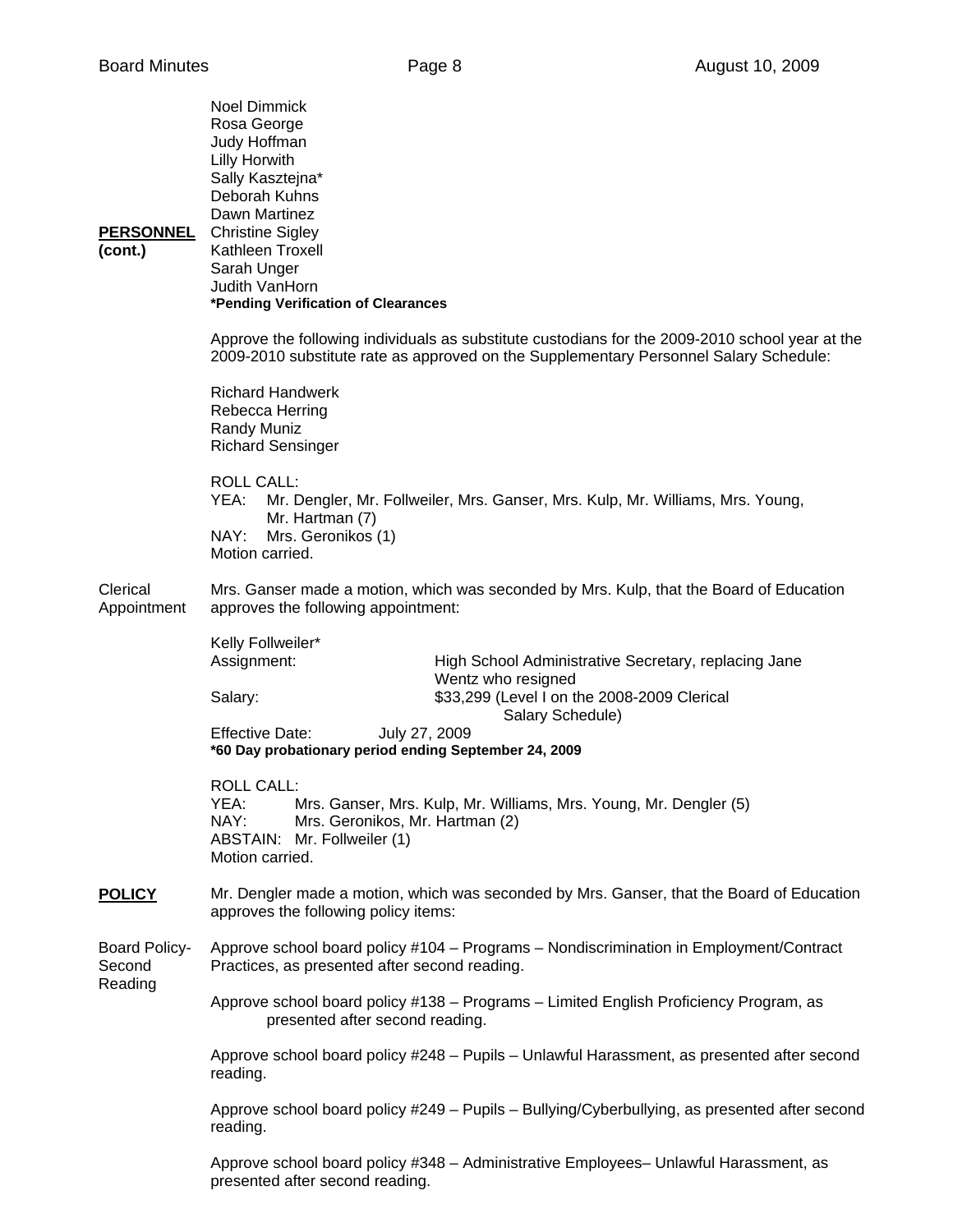**PERSONNEL (cont.)**

Noel Dimmick
Rosa George
Judy Hoffman
Lilly Horwith
Sally Kasztejna*
Deborah Kuhns
Dawn Martinez
Christine Sigley
Kathleen Troxell
Sarah Unger
Judith VanHorn
**\*Pending Verification of Clearances**

Approve the following individuals as substitute custodians for the 2009-2010 school year at the 2009-2010 substitute rate as approved on the Supplementary Personnel Salary Schedule:

Richard Handwerk
Rebecca Herring
Randy Muniz
Richard Sensinger

ROLL CALL:
YEA: Mr. Dengler, Mr. Follweiler, Mrs. Ganser, Mrs. Kulp, Mr. Williams, Mrs. Young, Mr. Hartman (7)
NAY: Mrs. Geronikos (1)
Motion carried.

Clerical Appointment

Mrs. Ganser made a motion, which was seconded by Mrs. Kulp, that the Board of Education approves the following appointment:

Kelly Follweiler*
Assignment: High School Administrative Secretary, replacing Jane Wentz who resigned
Salary: $33,299 (Level I on the 2008-2009 Clerical Salary Schedule)
Effective Date: July 27, 2009
**\*60 Day probationary period ending September 24, 2009**

ROLL CALL:
YEA: Mrs. Ganser, Mrs. Kulp, Mr. Williams, Mrs. Young, Mr. Dengler (5)
NAY: Mrs. Geronikos, Mr. Hartman (2)
ABSTAIN: Mr. Follweiler (1)
Motion carried.

**POLICY**

Mr. Dengler made a motion, which was seconded by Mrs. Ganser, that the Board of Education approves the following policy items:

Board Policy-Second Reading

Approve school board policy #104 – Programs – Nondiscrimination in Employment/Contract Practices, as presented after second reading.

Approve school board policy #138 – Programs – Limited English Proficiency Program, as presented after second reading.

Approve school board policy #248 – Pupils – Unlawful Harassment, as presented after second reading.

Approve school board policy #249 – Pupils – Bullying/Cyberbullying, as presented after second reading.

Approve school board policy #348 – Administrative Employees– Unlawful Harassment, as presented after second reading.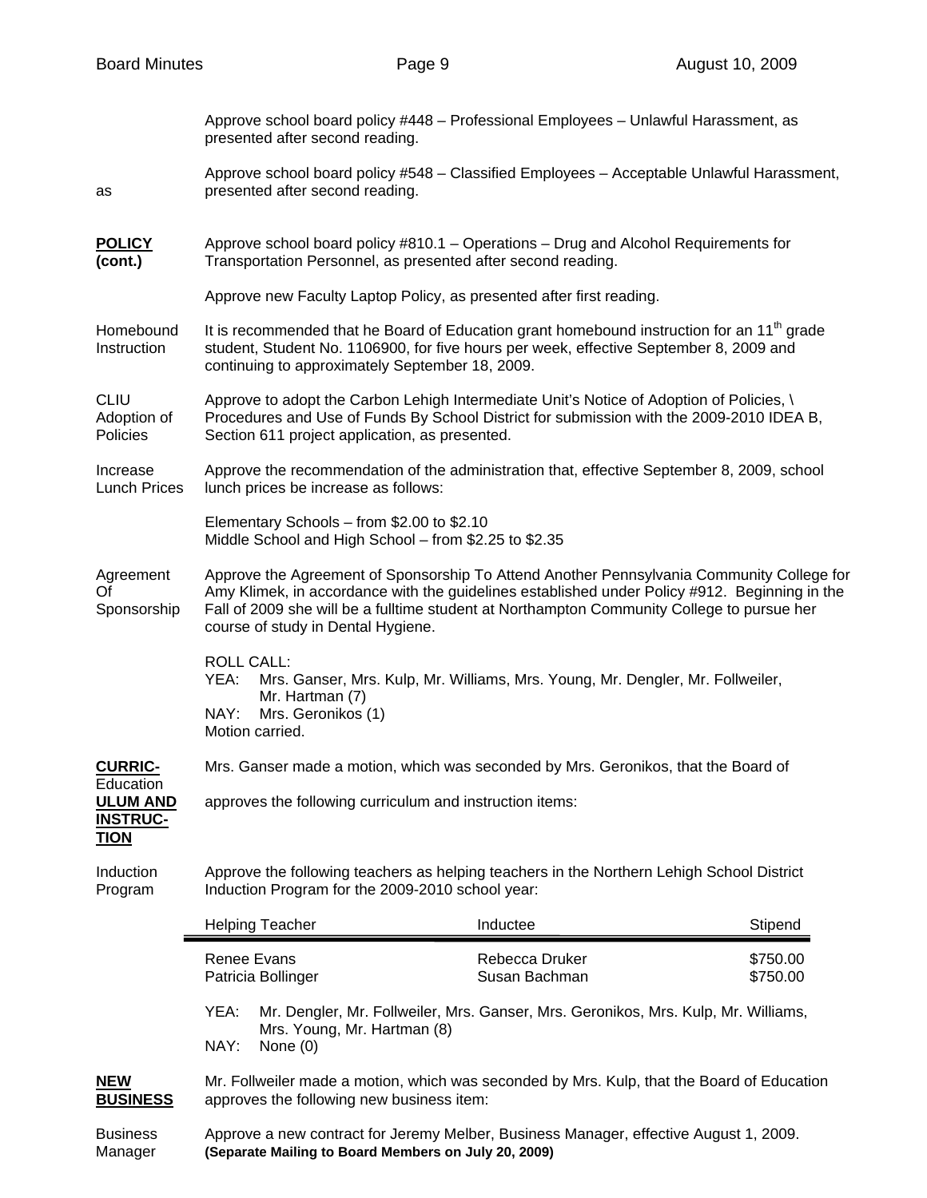Approve school board policy #448 – Professional Employees – Unlawful Harassment, as presented after second reading.

Approve school board policy #548 – Classified Employees – Acceptable Unlawful Harassment, as presented after second reading.

**POLICY (cont.)**

Approve school board policy #810.1 – Operations – Drug and Alcohol Requirements for Transportation Personnel, as presented after second reading.

Approve new Faculty Laptop Policy, as presented after first reading.

**Homebound Instruction**

It is recommended that he Board of Education grant homebound instruction for an 11th grade student, Student No. 1106900, for five hours per week, effective September 8, 2009 and continuing to approximately September 18, 2009.

**CLIU Adoption of Policies**

Approve to adopt the Carbon Lehigh Intermediate Unit's Notice of Adoption of Policies, \ Procedures and Use of Funds By School District for submission with the 2009-2010 IDEA B, Section 611 project application, as presented.

**Increase Lunch Prices**

Approve the recommendation of the administration that, effective September 8, 2009, school lunch prices be increase as follows:

Elementary Schools – from $2.00 to $2.10
Middle School and High School – from $2.25 to $2.35

**Agreement Of Sponsorship**

Approve the Agreement of Sponsorship To Attend Another Pennsylvania Community College for Amy Klimek, in accordance with the guidelines established under Policy #912. Beginning in the Fall of 2009 she will be a fulltime student at Northampton Community College to pursue her course of study in Dental Hygiene.

ROLL CALL:
YEA: Mrs. Ganser, Mrs. Kulp, Mr. Williams, Mrs. Young, Mr. Dengler, Mr. Follweiler, Mr. Hartman (7)
NAY: Mrs. Geronikos (1)
Motion carried.

**CURRICULUM AND INSTRUCTION**

Mrs. Ganser made a motion, which was seconded by Mrs. Geronikos, that the Board of Education approves the following curriculum and instruction items:

**Induction Program**

Approve the following teachers as helping teachers in the Northern Lehigh School District Induction Program for the 2009-2010 school year:

| Helping Teacher | Inductee | Stipend |
|---|---|---|
| Renee Evans | Rebecca Druker | $750.00 |
| Patricia Bollinger | Susan Bachman | $750.00 |

YEA: Mr. Dengler, Mr. Follweiler, Mrs. Ganser, Mrs. Geronikos, Mrs. Kulp, Mr. Williams, Mrs. Young, Mr. Hartman (8)
NAY: None (0)

**NEW BUSINESS**

Mr. Follweiler made a motion, which was seconded by Mrs. Kulp, that the Board of Education approves the following new business item:

**Business Manager**

Approve a new contract for Jeremy Melber, Business Manager, effective August 1, 2009. **(Separate Mailing to Board Members on July 20, 2009)**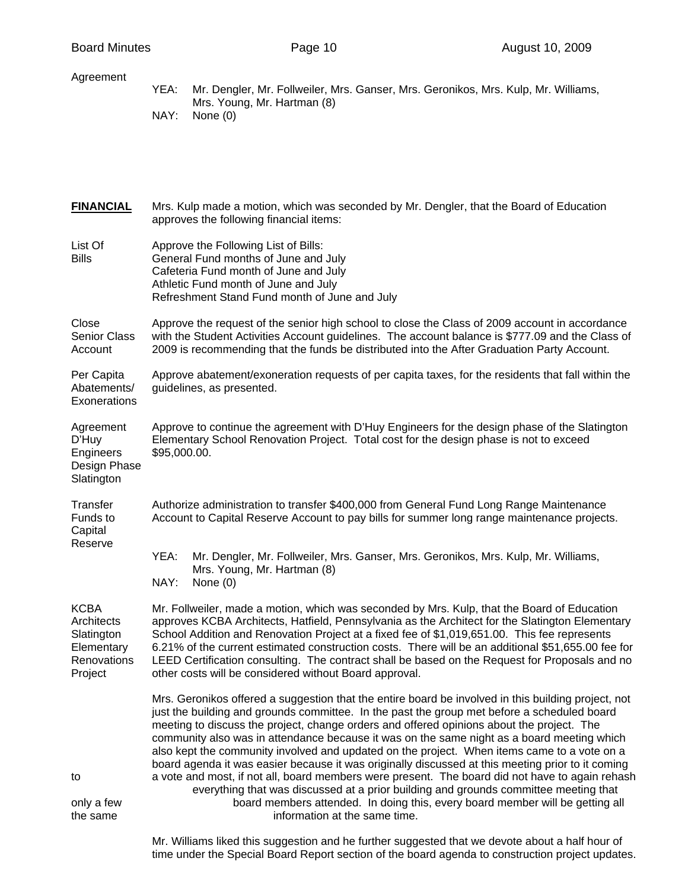Agreement

YEA: Mr. Dengler, Mr. Follweiler, Mrs. Ganser, Mrs. Geronikos, Mrs. Kulp, Mr. Williams, Mrs. Young, Mr. Hartman (8)
NAY: None (0)

**FINANCIAL** Mrs. Kulp made a motion, which was seconded by Mr. Dengler, that the Board of Education approves the following financial items:

List Of Bills

Approve the Following List of Bills:
General Fund months of June and July
Cafeteria Fund month of June and July
Athletic Fund month of June and July
Refreshment Stand Fund month of June and July

Close Senior Class Account

Approve the request of the senior high school to close the Class of 2009 account in accordance with the Student Activities Account guidelines. The account balance is $777.09 and the Class of 2009 is recommending that the funds be distributed into the After Graduation Party Account.

Per Capita Abatements/ Exonerations

Approve abatement/exoneration requests of per capita taxes, for the residents that fall within the guidelines, as presented.

Agreement D'Huy Engineers Design Phase Slatington

Approve to continue the agreement with D'Huy Engineers for the design phase of the Slatington Elementary School Renovation Project. Total cost for the design phase is not to exceed $95,000.00.

Transfer Funds to Capital Reserve

Authorize administration to transfer $400,000 from General Fund Long Range Maintenance Account to Capital Reserve Account to pay bills for summer long range maintenance projects.

YEA: Mr. Dengler, Mr. Follweiler, Mrs. Ganser, Mrs. Geronikos, Mrs. Kulp, Mr. Williams, Mrs. Young, Mr. Hartman (8)
NAY: None (0)

KCBA Architects Slatington Elementary Renovations Project

Mr. Follweiler, made a motion, which was seconded by Mrs. Kulp, that the Board of Education approves KCBA Architects, Hatfield, Pennsylvania as the Architect for the Slatington Elementary School Addition and Renovation Project at a fixed fee of $1,019,651.00. This fee represents 6.21% of the current estimated construction costs. There will be an additional $51,655.00 fee for LEED Certification consulting. The contract shall be based on the Request for Proposals and no other costs will be considered without Board approval.

Mrs. Geronikos offered a suggestion that the entire board be involved in this building project, not just the building and grounds committee. In the past the group met before a scheduled board meeting to discuss the project, change orders and offered opinions about the project. The community also was in attendance because it was on the same night as a board meeting which also kept the community involved and updated on the project. When items came to a vote on a board agenda it was easier because it was originally discussed at this meeting prior to it coming to a vote and most, if not all, board members were present. The board did not have to again rehash everything that was discussed at a prior building and grounds committee meeting that only a few board members attended. In doing this, every board member will be getting all the same information at the same time.

Mr. Williams liked this suggestion and he further suggested that we devote about a half hour of time under the Special Board Report section of the board agenda to construction project updates.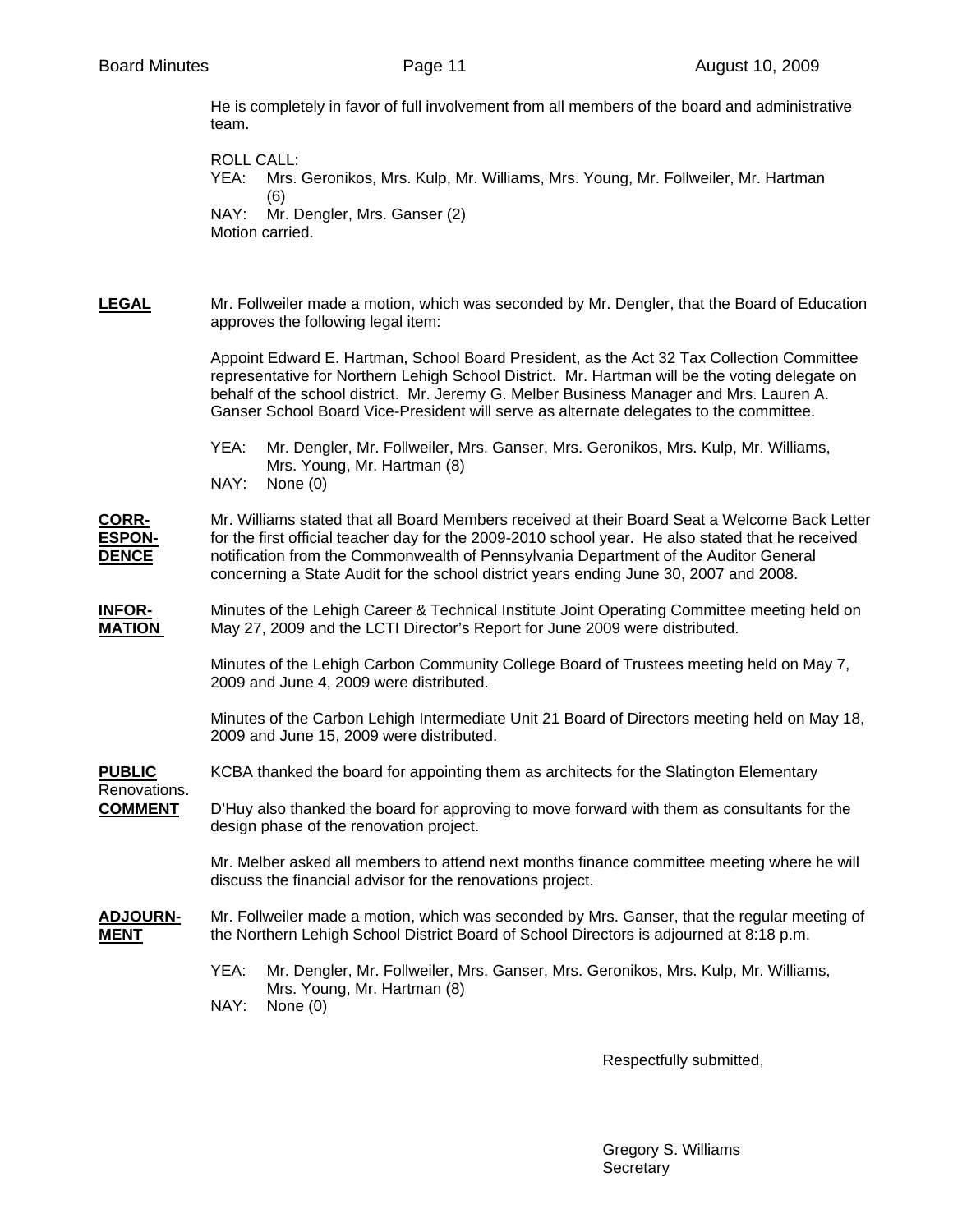He is completely in favor of full involvement from all members of the board and administrative team.

ROLL CALL:
YEA: Mrs. Geronikos, Mrs. Kulp, Mr. Williams, Mrs. Young, Mr. Follweiler, Mr. Hartman (6)
NAY: Mr. Dengler, Mrs. Ganser (2)
Motion carried.

**LEGAL**

Mr. Follweiler made a motion, which was seconded by Mr. Dengler, that the Board of Education approves the following legal item:

Appoint Edward E. Hartman, School Board President, as the Act 32 Tax Collection Committee representative for Northern Lehigh School District. Mr. Hartman will be the voting delegate on behalf of the school district. Mr. Jeremy G. Melber Business Manager and Mrs. Lauren A. Ganser School Board Vice-President will serve as alternate delegates to the committee.

YEA: Mr. Dengler, Mr. Follweiler, Mrs. Ganser, Mrs. Geronikos, Mrs. Kulp, Mr. Williams, Mrs. Young, Mr. Hartman (8)
NAY: None (0)

**CORRESPONDENCE**

Mr. Williams stated that all Board Members received at their Board Seat a Welcome Back Letter for the first official teacher day for the 2009-2010 school year. He also stated that he received notification from the Commonwealth of Pennsylvania Department of the Auditor General concerning a State Audit for the school district years ending June 30, 2007 and 2008.

**INFORMATION**

Minutes of the Lehigh Career & Technical Institute Joint Operating Committee meeting held on May 27, 2009 and the LCTI Director's Report for June 2009 were distributed.

Minutes of the Lehigh Carbon Community College Board of Trustees meeting held on May 7, 2009 and June 4, 2009 were distributed.

Minutes of the Carbon Lehigh Intermediate Unit 21 Board of Directors meeting held on May 18, 2009 and June 15, 2009 were distributed.

**PUBLIC COMMENT**

KCBA thanked the board for appointing them as architects for the Slatington Elementary Renovations.

D'Huy also thanked the board for approving to move forward with them as consultants for the design phase of the renovation project.

Mr. Melber asked all members to attend next months finance committee meeting where he will discuss the financial advisor for the renovations project.

**ADJOURNMENT**

Mr. Follweiler made a motion, which was seconded by Mrs. Ganser, that the regular meeting of the Northern Lehigh School District Board of School Directors is adjourned at 8:18 p.m.

YEA: Mr. Dengler, Mr. Follweiler, Mrs. Ganser, Mrs. Geronikos, Mrs. Kulp, Mr. Williams, Mrs. Young, Mr. Hartman (8)
NAY: None (0)

Respectfully submitted,

Gregory S. Williams
Secretary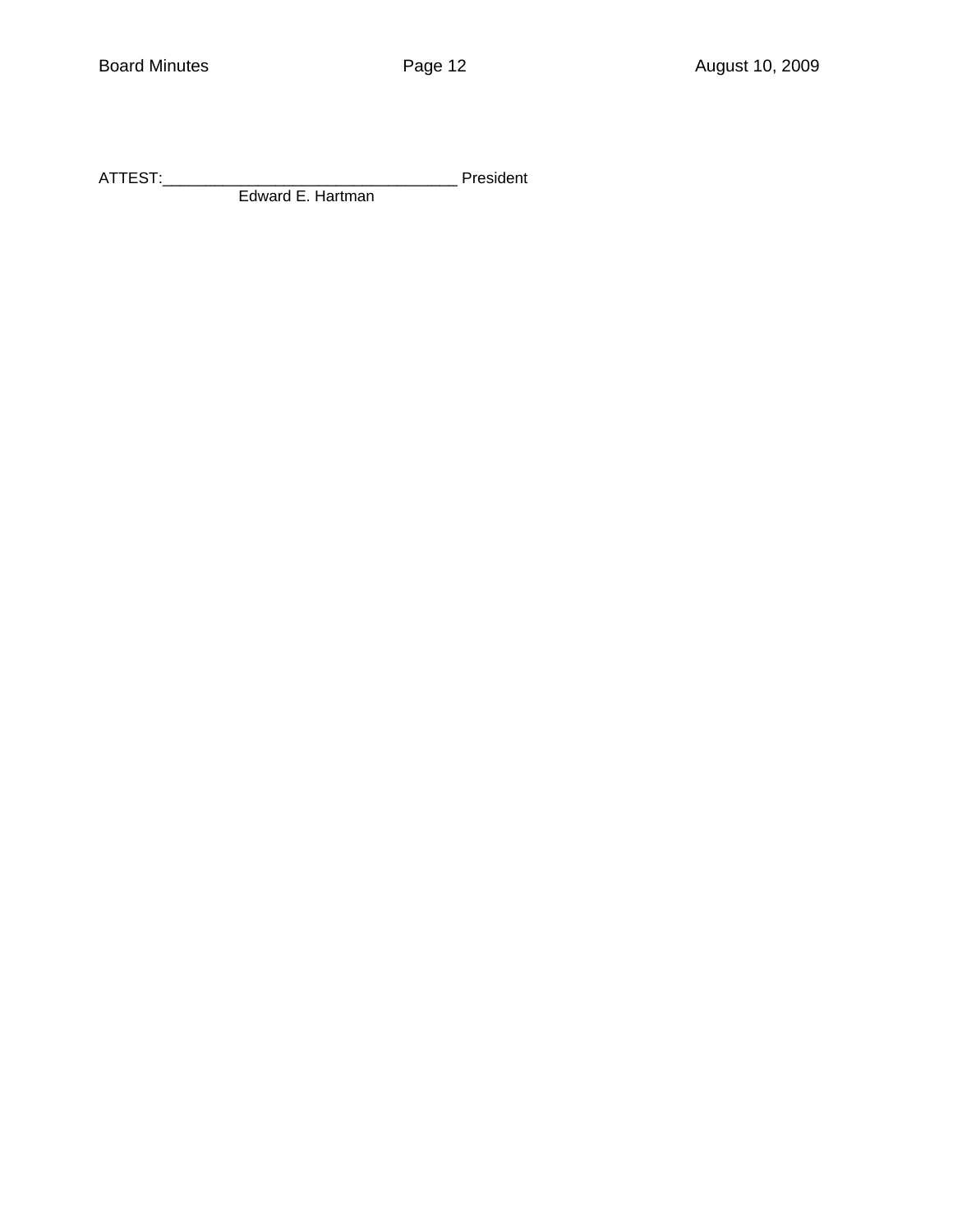ATTEST:_________________________________ President
Edward E. Hartman